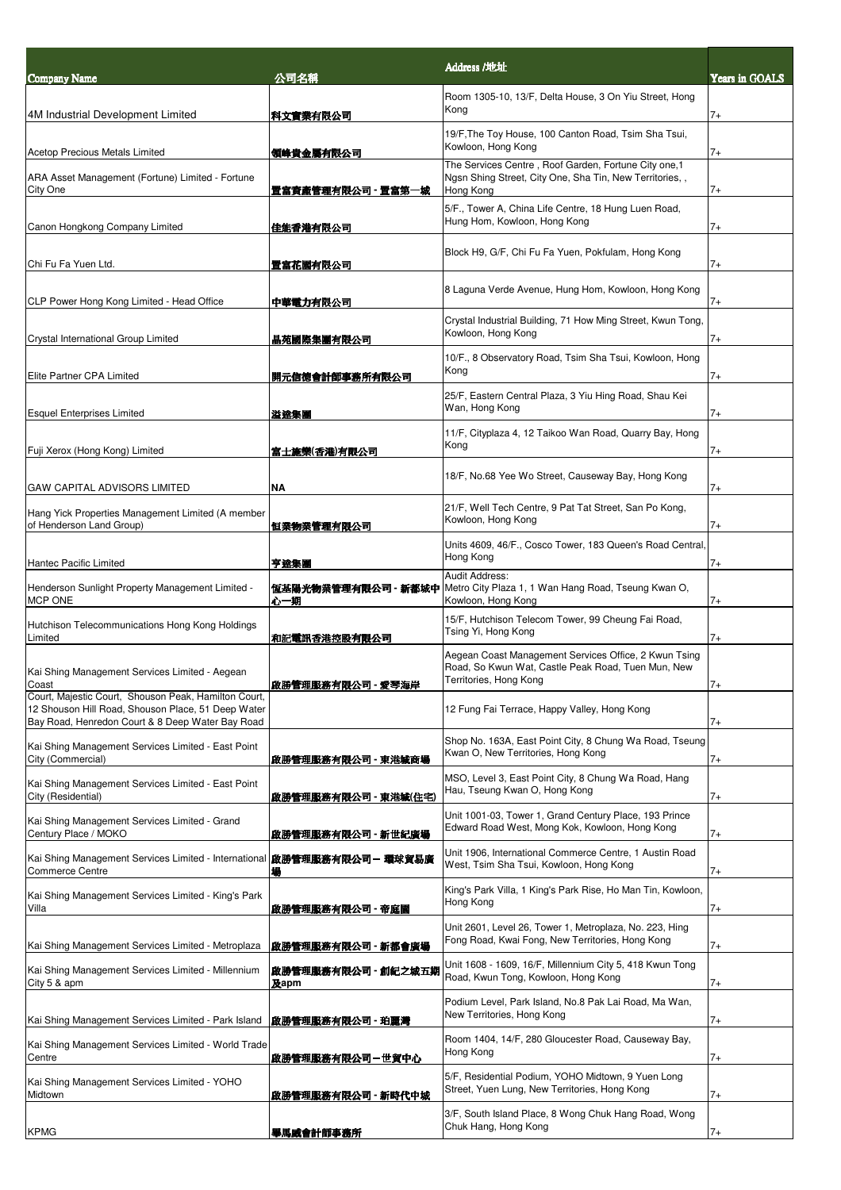| Company Name | 公司名稱 | Address /地址 | Years in GOALS |
|---|---|---|---|
| 4M Industrial Development Limited | 科文實業有限公司 | Room 1305-10, 13/F, Delta House, 3 On Yiu Street, Hong Kong | 7+ |
| Acetop Precious Metals Limited | 領峰貴金屬有限公司 | 19/F,The Toy House, 100 Canton Road, Tsim Sha Tsui, Kowloon, Hong Kong | 7+ |
| ARA Asset Management (Fortune) Limited - Fortune City One | 置富資產管理有限公司 - 置富第一城 | The Services Centre , Roof Garden, Fortune City one,1 Ngsn Shing Street, City One, Sha Tin, New Territories, , Hong Kong | 7+ |
| Canon Hongkong Company Limited | 佳能香港有限公司 | 5/F., Tower A, China Life Centre, 18 Hung Luen Road, Hung Hom, Kowloon, Hong Kong | 7+ |
| Chi Fu Fa Yuen Ltd. | 置富花園有限公司 | Block H9, G/F, Chi Fu Fa Yuen, Pokfulam, Hong Kong | 7+ |
| CLP Power Hong Kong Limited - Head Office | 中華電力有限公司 | 8 Laguna Verde Avenue, Hung Hom, Kowloon, Hong Kong | 7+ |
| Crystal International Group Limited | 晶苑國際集團有限公司 | Crystal Industrial Building, 71 How Ming Street, Kwun Tong, Kowloon, Hong Kong | 7+ |
| Elite Partner CPA Limited | 開元信德會計師事務所有限公司 | 10/F., 8 Observatory Road, Tsim Sha Tsui, Kowloon, Hong Kong | 7+ |
| Esquel Enterprises Limited | 溢達集團 | 25/F, Eastern Central Plaza, 3 Yiu Hing Road, Shau Kei Wan, Hong Kong | 7+ |
| Fuji Xerox (Hong Kong) Limited | 富士施樂(香港)有限公司 | 11/F, Cityplaza 4, 12 Taikoo Wan Road, Quarry Bay, Hong Kong | 7+ |
| GAW CAPITAL ADVISORS LIMITED | NA | 18/F, No.68 Yee Wo Street, Causeway Bay, Hong Kong | 7+ |
| Hang Yick Properties Management Limited (A member of Henderson Land Group) | 恒益物業管理有限公司 | 21/F, Well Tech Centre, 9 Pat Tat Street, San Po Kong, Kowloon, Hong Kong | 7+ |
| Hantec Pacific Limited | 亨達集團 | Units 4609, 46/F., Cosco Tower, 183 Queen's Road Central, Hong Kong | 7+ |
| Henderson Sunlight Property Management Limited - MCP ONE | 恒基陽光物業管理有限公司 - 新都城中心一期 | Audit Address: Metro City Plaza 1, 1 Wan Hang Road, Tseung Kwan O, Kowloon, Hong Kong | 7+ |
| Hutchison Telecommunications Hong Kong Holdings Limited | 和記電訊香港控股有限公司 | 15/F, Hutchison Telecom Tower, 99 Cheung Fai Road, Tsing Yi, Hong Kong | 7+ |
| Kai Shing Management Services Limited - Aegean Coast | 啟勝管理服務有限公司 - 愛琴海岸 | Aegean Coast Management Services Office, 2 Kwun Tsing Road, So Kwun Wat, Castle Peak Road, Tuen Mun, New Territories, Hong Kong | 7+ |
| Court, Majestic Court, Shouson Peak, Hamilton Court, 12 Shouson Hill Road, Shouson Place, 51 Deep Water Bay Road, Henredon Court & 8 Deep Water Bay Road | | 12 Fung Fai Terrace, Happy Valley, Hong Kong | 7+ |
| Kai Shing Management Services Limited - East Point City (Commercial) | 啟勝管理服務有限公司 - 東港城商場 | Shop No. 163A, East Point City, 8 Chung Wa Road, Tseung Kwan O, New Territories, Hong Kong | 7+ |
| Kai Shing Management Services Limited - East Point City (Residential) | 啟勝管理服務有限公司 - 東港城(住宅) | MSO, Level 3, East Point City, 8 Chung Wa Road, Hang Hau, Tseung Kwan O, Hong Kong | 7+ |
| Kai Shing Management Services Limited - Grand Century Place / MOKO | 啟勝管理服務有限公司 - 新世紀廣場 | Unit 1001-03, Tower 1, Grand Century Place, 193 Prince Edward Road West, Mong Kok, Kowloon, Hong Kong | 7+ |
| Kai Shing Management Services Limited - International Commerce Centre | 啟勝管理服務有限公司 – 環球貿易廣場 | Unit 1906, International Commerce Centre, 1 Austin Road West, Tsim Sha Tsui, Kowloon, Hong Kong | 7+ |
| Kai Shing Management Services Limited - King's Park Villa | 啟勝管理服務有限公司 - 帝庭園 | King's Park Villa, 1 King's Park Rise, Ho Man Tin, Kowloon, Hong Kong | 7+ |
| Kai Shing Management Services Limited - Metroplaza | 啟勝管理服務有限公司 - 新都會廣場 | Unit 2601, Level 26, Tower 1, Metroplaza, No. 223, Hing Fong Road, Kwai Fong, New Territories, Hong Kong | 7+ |
| Kai Shing Management Services Limited - Millennium City 5 & apm | 啟勝管理服務有限公司 - 創紀之城五期及apm | Unit 1608 - 1609, 16/F, Millennium City 5, 418 Kwun Tong Road, Kwun Tong, Kowloon, Hong Kong | 7+ |
| Kai Shing Management Services Limited - Park Island | 啟勝管理服務有限公司 - 珀麗灣 | Podium Level, Park Island, No.8 Pak Lai Road, Ma Wan, New Territories, Hong Kong | 7+ |
| Kai Shing Management Services Limited - World Trade Centre | 啟勝管理服務有限公司 – 世貿中心 | Room 1404, 14/F, 280 Gloucester Road, Causeway Bay, Hong Kong | 7+ |
| Kai Shing Management Services Limited - YOHO Midtown | 啟勝管理服務有限公司 - 新時代中城 | 5/F, Residential Podium, YOHO Midtown, 9 Yuen Long Street, Yuen Lung, New Territories, Hong Kong | 7+ |
| KPMG | 畢馬威會計師事務所 | 3/F, South Island Place, 8 Wong Chuk Hang Road, Wong Chuk Hang, Hong Kong | 7+ |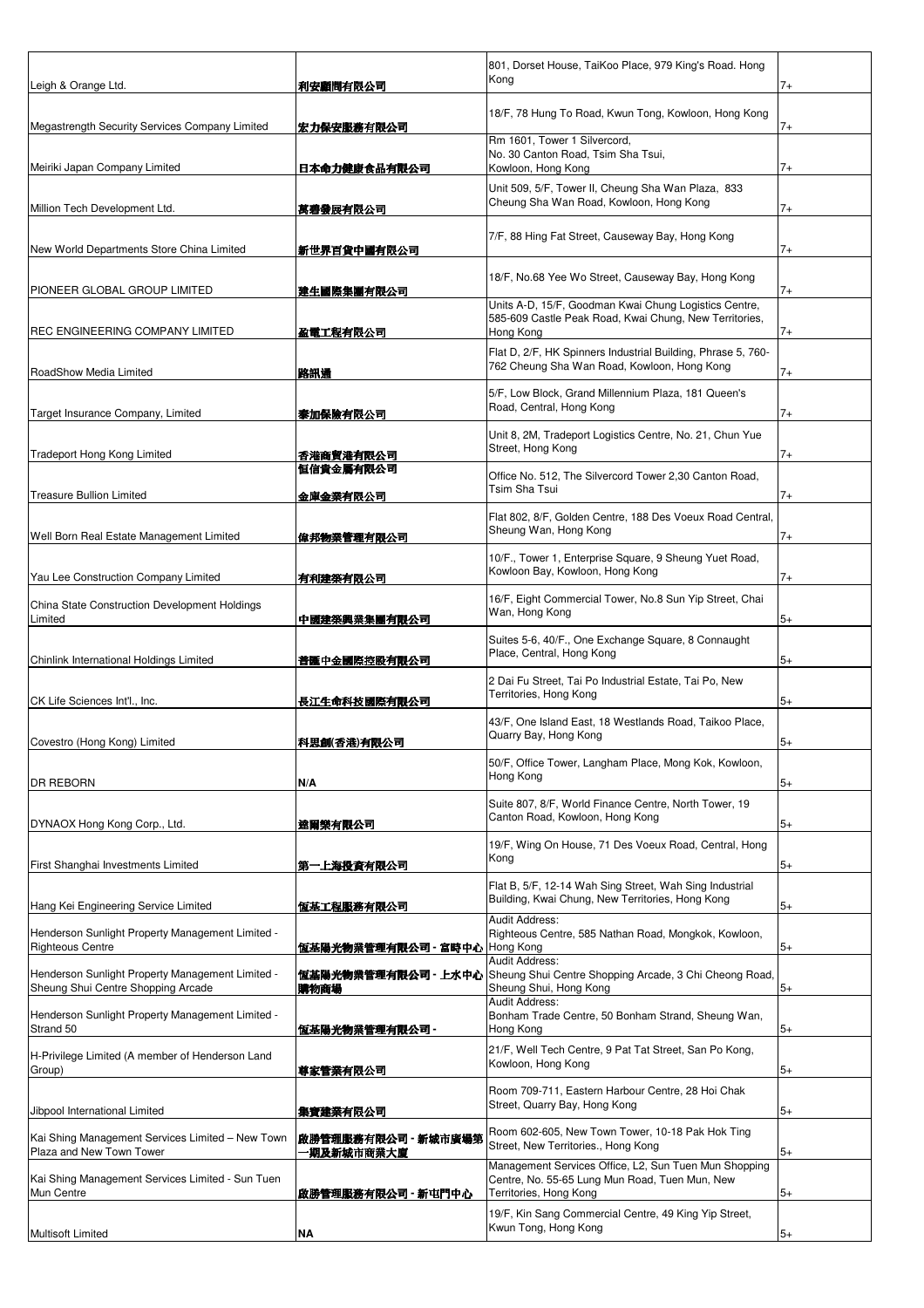| | | | |
|---|---|---|---|
| Leigh & Orange Ltd. | 利安顧問有限公司 | 801, Dorset House, TaiKoo Place, 979 King's Road. Hong Kong | 7+ |
| Megastrength Security Services Company Limited | 宏力保安服務有限公司 | 18/F, 78 Hung To Road, Kwun Tong, Kowloon, Hong Kong | 7+ |
| Meiriki Japan Company Limited | 日本命力健康食品有限公司 | Rm 1601, Tower 1 Silvercord, No. 30 Canton Road, Tsim Sha Tsui, Kowloon, Hong Kong | 7+ |
| Million Tech Development Ltd. | 萬禧發展有限公司 | Unit 509, 5/F, Tower II, Cheung Sha Wan Plaza, 833 Cheung Sha Wan Road, Kowloon, Hong Kong | 7+ |
| New World Departments Store China Limited | 新世界百貨中國有限公司 | 7/F, 88 Hing Fat Street, Causeway Bay, Hong Kong | 7+ |
| PIONEER GLOBAL GROUP LIMITED | 建生國際集團有限公司 | 18/F, No.68 Yee Wo Street, Causeway Bay, Hong Kong | 7+ |
| REC ENGINEERING COMPANY LIMITED | 盈電工程有限公司 | Units A-D, 15/F, Goodman Kwai Chung Logistics Centre, 585-609 Castle Peak Road, Kwai Chung, New Territories, Hong Kong | 7+ |
| RoadShow Media Limited | 路訊通 | Flat D, 2/F, HK Spinners Industrial Building, Phrase 5, 760-762 Cheung Sha Wan Road, Kowloon, Hong Kong | 7+ |
| Target Insurance Company, Limited | 泰加保險有限公司 | 5/F, Low Block, Grand Millennium Plaza, 181 Queen's Road, Central, Hong Kong | 7+ |
| Tradeport Hong Kong Limited | 香港商貿港有限公司 | Unit 8, 2M, Tradeport Logistics Centre, No. 21, Chun Yue Street, Hong Kong | 7+ |
| Treasure Bullion Limited | 恒信貴金屬有限公司 金庫金業有限公司 | Office No. 512, The Silvercord Tower 2,30 Canton Road, Tsim Sha Tsui | 7+ |
| Well Born Real Estate Management Limited | 偉邦物業管理有限公司 | Flat 802, 8/F, Golden Centre, 188 Des Voeux Road Central, Sheung Wan, Hong Kong | 7+ |
| Yau Lee Construction Company Limited | 有利建築有限公司 | 10/F., Tower 1, Enterprise Square, 9 Sheung Yuet Road, Kowloon Bay, Kowloon, Hong Kong | 7+ |
| China State Construction Development Holdings Limited | 中國建築興業集團有限公司 | 16/F, Eight Commercial Tower, No.8 Sun Yip Street, Chai Wan, Hong Kong | 5+ |
| Chinlink International Holdings Limited | 普匯中金國際控股有限公司 | Suites 5-6, 40/F., One Exchange Square, 8 Connaught Place, Central, Hong Kong | 5+ |
| CK Life Sciences Int'l., Inc. | 長江生命科技國際有限公司 | 2 Dai Fu Street, Tai Po Industrial Estate, Tai Po, New Territories, Hong Kong | 5+ |
| Covestro (Hong Kong) Limited | 科思創(香港)有限公司 | 43/F, One Island East, 18 Westlands Road, Taikoo Place, Quarry Bay, Hong Kong | 5+ |
| DR REBORN | N/A | 50/F, Office Tower, Langham Place, Mong Kok, Kowloon, Hong Kong | 5+ |
| DYNAOX Hong Kong Corp., Ltd. | 達爾樂有限公司 | Suite 807, 8/F, World Finance Centre, North Tower, 19 Canton Road, Kowloon, Hong Kong | 5+ |
| First Shanghai Investments Limited | 第一上海投資有限公司 | 19/F, Wing On House, 71 Des Voeux Road, Central, Hong Kong | 5+ |
| Hang Kei Engineering Service Limited | 恆基工程服務有限公司 | Flat B, 5/F, 12-14 Wah Sing Street, Wah Sing Industrial Building, Kwai Chung, New Territories, Hong Kong | 5+ |
| Henderson Sunlight Property Management Limited - Righteous Centre | 恆基陽光物業管理有限公司 - 富時中心 | Audit Address: Righteous Centre, 585 Nathan Road, Mongkok, Kowloon, Hong Kong | 5+ |
| Henderson Sunlight Property Management Limited - Sheung Shui Centre Shopping Arcade | 恆基陽光物業管理有限公司 - 上水中心購物商場 | Audit Address: Sheung Shui Centre Shopping Arcade, 3 Chi Cheong Road, Sheung Shui, Hong Kong | 5+ |
| Henderson Sunlight Property Management Limited - Strand 50 | 恆基陽光物業管理有限公司 - | Audit Address: Bonham Trade Centre, 50 Bonham Strand, Sheung Wan, Hong Kong | 5+ |
| H-Privilege Limited (A member of Henderson Land Group) | 尊家薈業有限公司 | 21/F, Well Tech Centre, 9 Pat Tat Street, San Po Kong, Kowloon, Hong Kong | 5+ |
| Jibpool International Limited | 集寶建業有限公司 | Room 709-711, Eastern Harbour Centre, 28 Hoi Chak Street, Quarry Bay, Hong Kong | 5+ |
| Kai Shing Management Services Limited – New Town Plaza and New Town Tower | 啟勝管理服務有限公司 - 新城市廣場第一期及新城市商業大廈 | Room 602-605, New Town Tower, 10-18 Pak Hok Ting Street, New Territories., Hong Kong | 5+ |
| Kai Shing Management Services Limited - Sun Tuen Mun Centre | 啟勝管理服務有限公司 - 新屯門中心 | Management Services Office, L2, Sun Tuen Mun Shopping Centre, No. 55-65 Lung Mun Road, Tuen Mun, New Territories, Hong Kong | 5+ |
| Multisoft Limited | NA | 19/F, Kin Sang Commercial Centre, 49 King Yip Street, Kwun Tong, Hong Kong | 5+ |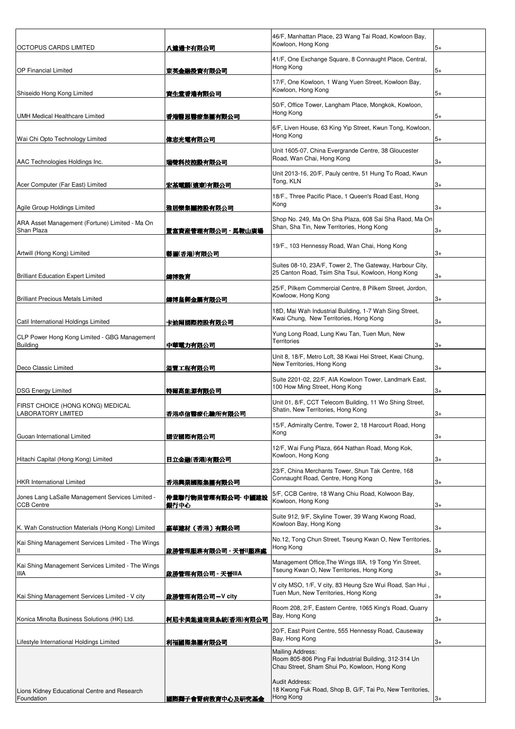| | | | |
|---|---|---|---|
| OCTOPUS CARDS LIMITED | 八達通卡有限公司 | 46/F, Manhattan Place, 23 Wang Tai Road, Kowloon Bay, Kowloon, Hong Kong | 5+ |
| OP Financial Limited | 東英金融投資有限公司 | 41/F, One Exchange Square, 8 Connaught Place, Central, Hong Kong | 5+ |
| Shiseido Hong Kong Limited | 資生堂香港有限公司 | 17/F, One Kowloon, 1 Wang Yuen Street, Kowloon Bay, Kowloon, Hong Kong | 5+ |
| UMH Medical Healthcare Limited | 香港醫思醫療集團有限公司 | 50/F, Office Tower, Langham Place, Mongkok, Kowloon, Hong Kong | 5+ |
| Wai Chi Opto Technology Limited | 偉志光電有限公司 | 6/F, Liven House, 63 King Yip Street, Kwun Tong, Kowloon, Hong Kong | 5+ |
| AAC Technologies Holdings Inc. | 瑞聲科技控股有限公司 | Unit 1605-07, China Evergrande Centre, 38 Gloucester Road, Wan Chai, Hong Kong | 3+ |
| Acer Computer (Far East) Limited | 宏基電腦(遠東)有限公司 | Unit 2013-16, 20/F, Pauly centre, 51 Hung To Road, Kwun Tong, KLN | 3+ |
| Agile Group Holdings Limited | 雅居樂集團控股有限公司 | 18/F., Three Pacific Place, 1 Queen's Road East, Hong Kong | 3+ |
| ARA Asset Management (Fortune) Limited - Ma On Shan Plaza | 置富資產管理有限公司 - 馬鞍山廣場 | Shop No. 249, Ma On Sha Plaza, 608 Sai Sha Raod, Ma On Shan, Sha Tin, New Territories, Hong Kong | 3+ |
| Artwill (Hong Kong) Limited | 藝圖(香港)有限公司 | 19/F., 103 Hennessy Road, Wan Chai, Hong Kong | 3+ |
| Brilliant Education Expert Limited | 鏞博教育 | Suites 08-10, 23A/F, Tower 2, The Gateway, Harbour City, 25 Canton Road, Tsim Sha Tsui, Kowloon, Hong Kong | 3+ |
| Brilliant Precious Metals Limited | 鏞博皇御金屬有限公司 | 25/F, Pilkem Commercial Centre, 8 Pilkem Street, Jordon, Kowloow, Hong Kong | 3+ |
| Catil International Holdings Limited | 卡迪爾國際控股有限公司 | 18D, Mai Wah Industrial Building, 1-7 Wah Sing Street, Kwai Chung, New Territories, Hong Kong | 3+ |
| CLP Power Hong Kong Limited - GBG Management Building | 中華電力有限公司 | Yung Long Road, Lung Kwu Tan, Tuen Mun, New Territories | 3+ |
| Deco Classic Limited | 溢豐工程有限公司 | Unit 8, 18/F, Metro Loft, 38 Kwai Hei Street, Kwai Chung, New Territories, Hong Kong | 3+ |
| DSG Energy Limited | 特爾高能源有限公司 | Suite 2201-02, 22/F, AIA Kowloon Tower, Landmark East, 100 How Ming Street, Hong Kong | 3+ |
| FIRST CHOICE (HONG KONG) MEDICAL LABORATORY LIMITED | 香港卓信醫療化驗所有限公司 | Unit 01, 8/F, CCT Telecom Building, 11 Wo Shing Street, Shatin, New Territories, Hong Kong | 3+ |
| Guoan International Limited | 國安國際有限公司 | 15/F, Admiralty Centre, Tower 2, 18 Harcourt Road, Hong Kong | 3+ |
| Hitachi Capital (Hong Kong) Limited | 日立金融(香港)有限公司 | 12/F, Wai Fung Plaza, 664 Nathan Road, Mong Kok, Kowloon, Hong Kong | 3+ |
| HKR International Limited | 香港興業國際集團有限公司 | 23/F, China Merchants Tower, Shun Tak Centre, 168 Connaught Road, Centre, Hong Kong | 3+ |
| Jones Lang LaSalle Management Services Limited - CCB Centre | 仲量聯行物業管理有限公司- 中國建設銀行中心 | 5/F, CCB Centre, 18 Wang Chiu Road, Kolwoon Bay, Kowloon, Hong Kong | 3+ |
| K. Wah Construction Materials (Hong Kong) Limited | 嘉華建材（香港）有限公司 | Suite 912, 9/F, Skyline Tower, 39 Wang Kwong Road, Kowloon Bay, Hong Kong | 3+ |
| Kai Shing Management Services Limited - The Wings II | 啟勝管理服務有限公司 - 天晉II服務處 | No.12, Tong Chun Street, Tseung Kwan O, New Territories, Hong Kong | 3+ |
| Kai Shing Management Services Limited - The Wings IIIA | 啟勝管理有限公司 - 天晉IIIA | Management Office,The Wings IIIA, 19 Tong Yin Street, Tseung Kwan O, New Territories, Hong Kong | 3+ |
| Kai Shing Management Services Limited - V city | 啟勝管理有限公司—V city | V city MSO, 1/F, V city, 83 Heung Sze Wui Road, San Hui , Tuen Mun, New Territories, Hong Kong | 3+ |
| Konica Minolta Business Solutions (HK) Ltd. | 柯尼卡美能達商業系統(香港)有限公司 | Room 208, 2/F, Eastern Centre, 1065 King's Road, Quarry Bay, Hong Kong | 3+ |
| Lifestyle International Holdings Limited | 利福國際集團有限公司 | 20/F, East Point Centre, 555 Hennessy Road, Causeway Bay, Hong Kong | 3+ |
| Lions Kidney Educational Centre and Research Foundation | 國際獅子會腎病教育中心及研究基金 | Mailing Address: Room 805-806 Ping Fai Industrial Building, 312-314 Un Chau Street, Sham Shui Po, Kowloon, Hong Kong<br><br>Audit Address: 18 Kwong Fuk Road, Shop B, G/F, Tai Po, New Territories, Hong Kong | 3+ |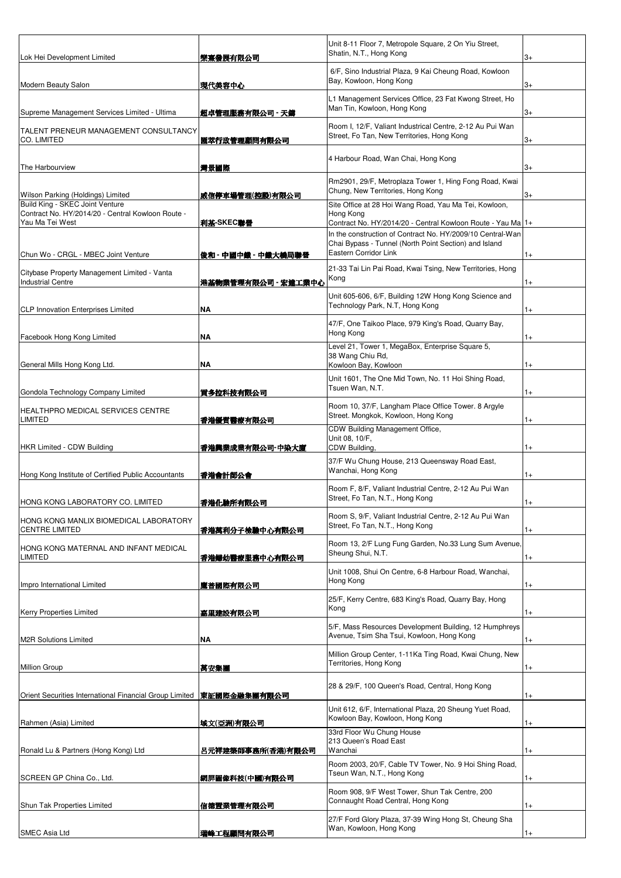| | | | |
|---|---|---|---|
| Lok Hei Development Limited | 樂熹發展有限公司 | Unit 8-11 Floor 7, Metropole Square, 2 On Yiu Street, Shatin, N.T., Hong Kong | 3+ |
| Modern Beauty Salon | 現代美容中心 | 6/F, Sino Industrial Plaza, 9 Kai Cheung Road, Kowloon Bay, Kowloon, Hong Kong | 3+ |
| Supreme Management Services Limited - Ultima | 超卓管理服務有限公司 - 天鑄 | L1 Management Services Office, 23 Fat Kwong Street, Ho Man Tin, Kowloon, Hong Kong | 3+ |
| TALENT PRENEUR MANAGEMENT CONSULTANCY CO. LIMITED | 匯萃行政管理顧問有限公司 | Room I, 12/F, Valiant Industrical Centre, 2-12 Au Pui Wan Street, Fo Tan, New Territories, Hong Kong | 3+ |
| The Harbourview | 灣景國際 | 4 Harbour Road, Wan Chai, Hong Kong | 3+ |
| Wilson Parking (Holdings) Limited | 威信停車場管理(控股)有限公司 | Rm2901, 29/F, Metroplaza Tower 1, Hing Fong Road, Kwai Chung, New Territories, Hong Kong | 3+ |
| Build King - SKEC Joint Venture Contract No. HY/2014/20 - Central Kowloon Route - Yau Ma Tei West | 利基-SKEC聯營 | Site Office at 28 Hoi Wang Road, Yau Ma Tei, Kowloon, Hong Kong Contract No. HY/2014/20 - Central Kowloon Route - Yau Ma | 1+ |
| Chun Wo - CRGL - MBEC Joint Venture | 俊和 - 中國中鐵 - 中鐵大橋局聯營 | In the construction of Contract No. HY/2009/10 Central-Wan Chai Bypass - Tunnel (North Point Section) and Island Eastern Corridor Link | 1+ |
| Citybase Property Management Limited - Vanta Industrial Centre | 港基物業管理有限公司 - 宏達工業中心 | 21-33 Tai Lin Pai Road, Kwai Tsing, New Territories, Hong Kong | 1+ |
| CLP Innovation Enterprises Limited | NA | Unit 605-606, 6/F, Building 12W Hong Kong Science and Technology Park, N.T, Hong Kong | 1+ |
| Facebook Hong Kong Limited | NA | 47/F, One Taikoo Place, 979 King's Road, Quarry Bay, Hong Kong | 1+ |
| General Mills Hong Kong Ltd. | NA | Level 21, Tower 1, MegaBox, Enterprise Square 5, 38 Wang Chiu Rd, Kowloon Bay, Kowloon | 1+ |
| Gondola Technology Company Limited | 貢多拉科技有限公司 | Unit 1601, The One Mid Town, No. 11 Hoi Shing Road, Tsuen Wan, N.T. | 1+ |
| HEALTHPRO MEDICAL SERVICES CENTRE LIMITED | 香港優質醫療有限公司 | Room 10, 37/F, Langham Place Office Tower. 8 Argyle Street. Mongkok, Kowloon, Hong Kong | 1+ |
| HKR Limited - CDW Building | 香港興業成業有限公司-中染大廈 | CDW Building Management Office, Unit 08, 10/F, CDW Building, | 1+ |
| Hong Kong Institute of Certified Public Accountants | 香港會計師公會 | 37/F Wu Chung House, 213 Queensway Road East, Wanchai, Hong Kong | 1+ |
| HONG KONG LABORATORY CO. LIMITED | 香港化驗所有限公司 | Room F, 8/F, Valiant Industrial Centre, 2-12 Au Pui Wan Street, Fo Tan, N.T., Hong Kong | 1+ |
| HONG KONG MANLIX BIOMEDICAL LABORATORY CENTRE LIMITED | 香港萬利分子檢驗中心有限公司 | Room S, 9/F, Valiant Industrial Centre, 2-12 Au Pui Wan Street, Fo Tan, N.T., Hong Kong | 1+ |
| HONG KONG MATERNAL AND INFANT MEDICAL LIMITED | 香港婦幼醫療服務中心有限公司 | Room 13, 2/F Lung Fung Garden, No.33 Lung Sum Avenue, Sheung Shui, N.T. | 1+ |
| Impro International Limited | 鷹普國際有限公司 | Unit 1008, Shui On Centre, 6-8 Harbour Road, Wanchai, Hong Kong | 1+ |
| Kerry Properties Limited | 嘉里建設有限公司 | 25/F, Kerry Centre, 683 King's Road, Quarry Bay, Hong Kong | 1+ |
| M2R Solutions Limited | NA | 5/F, Mass Resources Development Building, 12 Humphreys Avenue, Tsim Sha Tsui, Kowloon, Hong Kong | 1+ |
| Million Group | 萬安集團 | Million Group Center, 1-11Ka Ting Road, Kwai Chung, New Territories, Hong Kong | 1+ |
| Orient Securities International Financial Group Limited | 東証國際金融集團有限公司 | 28 & 29/F, 100 Queen's Road, Central, Hong Kong | 1+ |
| Rahmen (Asia) Limited | 域文(亞洲)有限公司 | Unit 612, 6/F, International Plaza, 20 Sheung Yuet Road, Kowloon Bay, Kowloon, Hong Kong | 1+ |
| Ronald Lu & Partners (Hong Kong) Ltd | 呂元祥建築師事務所(香港)有限公司 | 33rd Floor Wu Chung House 213 Queen's Road East Wanchai | 1+ |
| SCREEN GP China Co., Ltd. | 網屏圖像科技(中國)有限公司 | Room 2003, 20/F, Cable TV Tower, No. 9 Hoi Shing Road, Tseun Wan, N.T., Hong Kong | 1+ |
| Shun Tak Properties Limited | 信德置業管理有限公司 | Room 908, 9/F West Tower, Shun Tak Centre, 200 Connaught Road Central, Hong Kong | 1+ |
| SMEC Asia Ltd | 瑞峰工程顧問有限公司 | 27/F Ford Glory Plaza, 37-39 Wing Hong St, Cheung Sha Wan, Kowloon, Hong Kong | 1+ |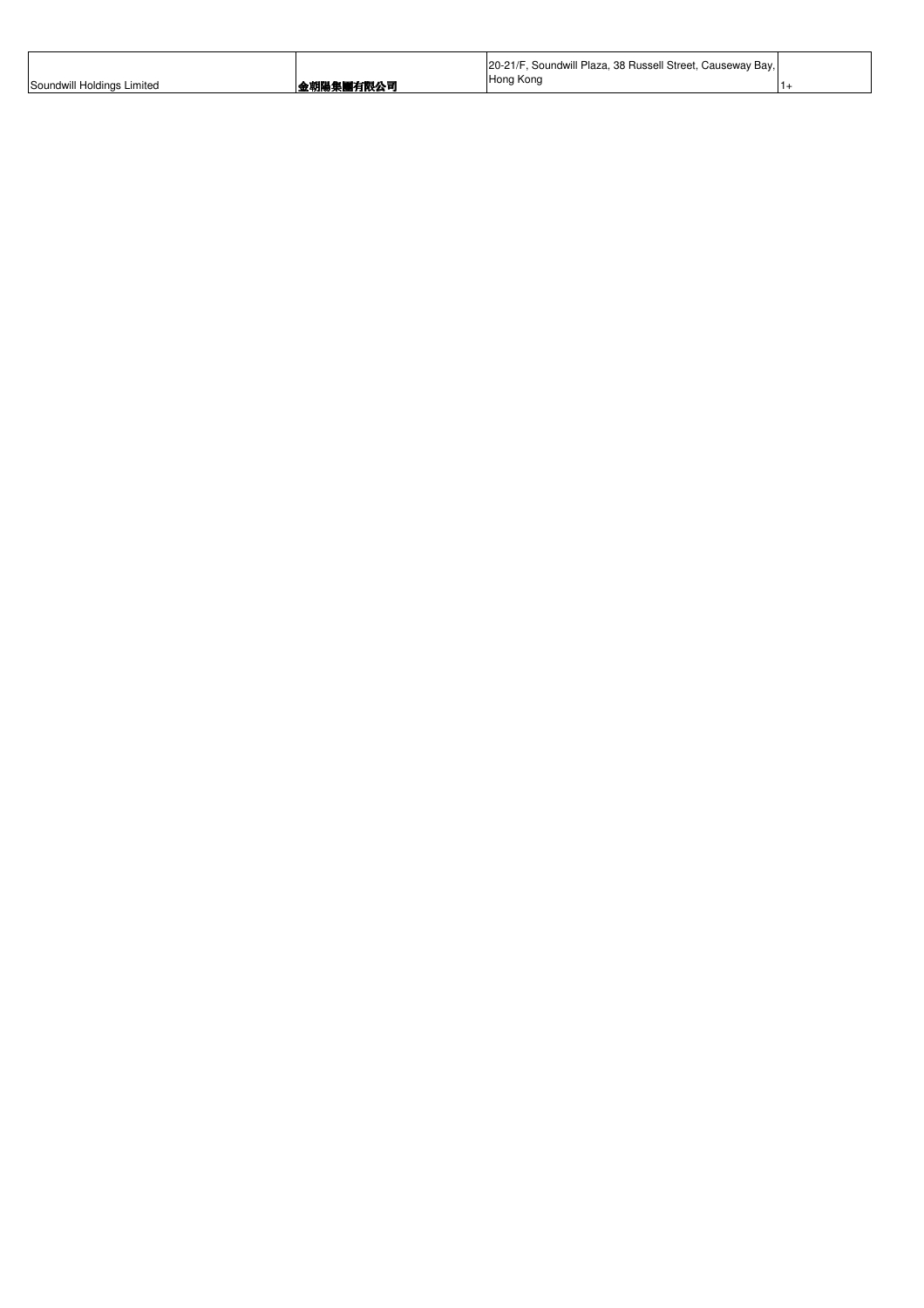| | | | |
|---|---|---|---|
| Soundwill Holdings Limited | 金朝陽集團有限公司 | 20-21/F, Soundwill Plaza, 38 Russell Street, Causeway Bay, Hong Kong | 1+ |